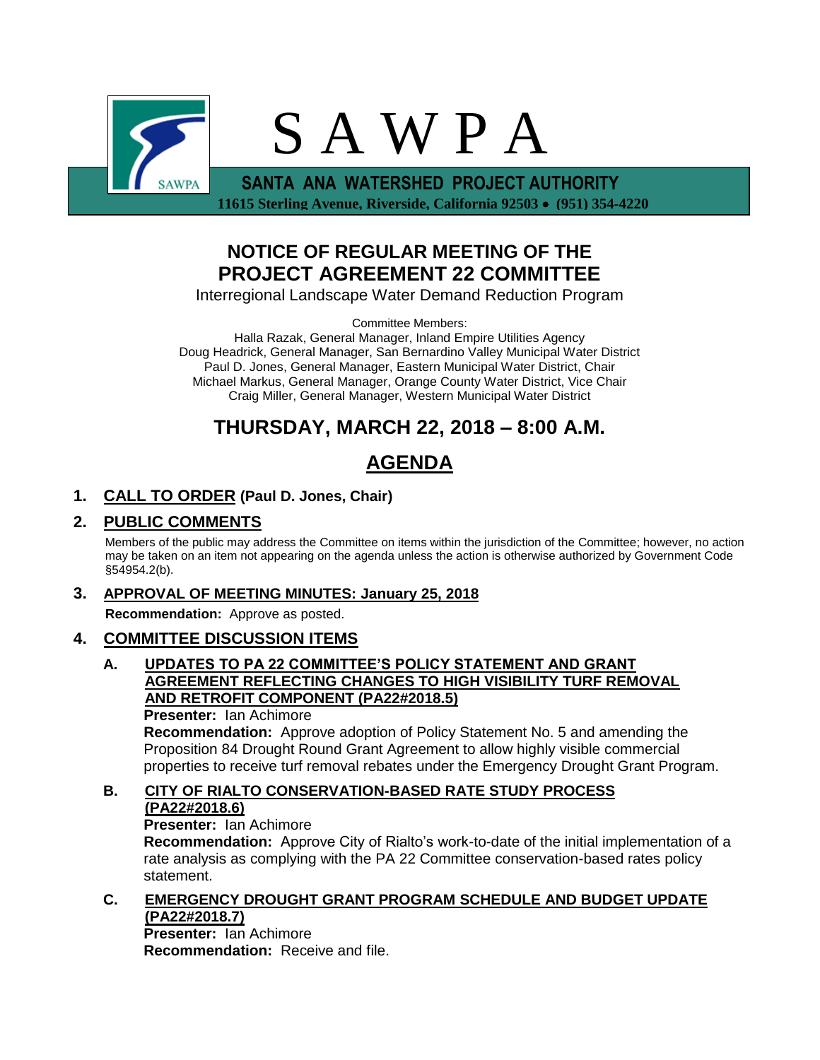# S A W P A

**SANTA ANA WATERSHED PROJECT AUTHORITY**

**11615 Sterling Avenue, Riverside, California 92503 • (951) 354-4220**

## NOTICE OF REGULAR MEETING OF THE PROJECT AGREEMENT 22 COMMITTEE

Interregional Landscape Water Demand Reduction Program

Committee Members:
Halla Razak, General Manager, Inland Empire Utilities Agency
Doug Headrick, General Manager, San Bernardino Valley Municipal Water District
Paul D. Jones, General Manager, Eastern Municipal Water District, Chair
Michael Markus, General Manager, Orange County Water District, Vice Chair
Craig Miller, General Manager, Western Municipal Water District

## THURSDAY, MARCH 22, 2018 – 8:00 A.M.

## AGENDA

### 1. CALL TO ORDER (Paul D. Jones, Chair)

### 2. PUBLIC COMMENTS

Members of the public may address the Committee on items within the jurisdiction of the Committee; however, no action may be taken on an item not appearing on the agenda unless the action is otherwise authorized by Government Code §54954.2(b).

### 3. APPROVAL OF MEETING MINUTES: January 25, 2018

**Recommendation:** Approve as posted.

### 4. COMMITTEE DISCUSSION ITEMS

**A. UPDATES TO PA 22 COMMITTEE'S POLICY STATEMENT AND GRANT AGREEMENT REFLECTING CHANGES TO HIGH VISIBILITY TURF REMOVAL AND RETROFIT COMPONENT (PA22#2018.5)**

**Presenter:** Ian Achimore
**Recommendation:** Approve adoption of Policy Statement No. 5 and amending the Proposition 84 Drought Round Grant Agreement to allow highly visible commercial properties to receive turf removal rebates under the Emergency Drought Grant Program.

**B. CITY OF RIALTO CONSERVATION-BASED RATE STUDY PROCESS (PA22#2018.6)**

**Presenter:** Ian Achimore
**Recommendation:** Approve City of Rialto's work-to-date of the initial implementation of a rate analysis as complying with the PA 22 Committee conservation-based rates policy statement.

**C. EMERGENCY DROUGHT GRANT PROGRAM SCHEDULE AND BUDGET UPDATE (PA22#2018.7)**

**Presenter:** Ian Achimore
**Recommendation:** Receive and file.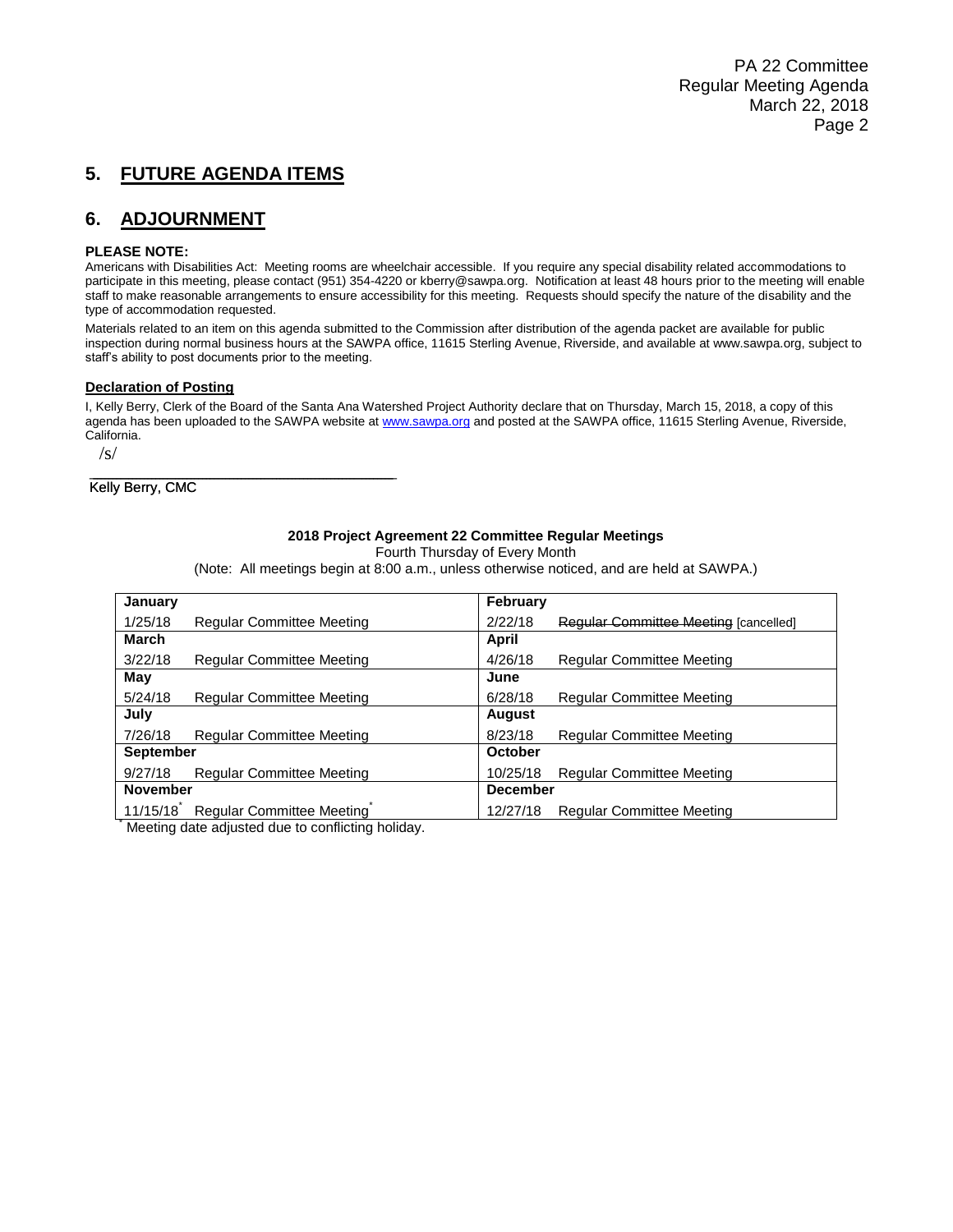## 5. FUTURE AGENDA ITEMS

## 6. ADJOURNMENT

**PLEASE NOTE:**
Americans with Disabilities Act: Meeting rooms are wheelchair accessible. If you require any special disability related accommodations to participate in this meeting, please contact (951) 354-4220 or kberry@sawpa.org. Notification at least 48 hours prior to the meeting will enable staff to make reasonable arrangements to ensure accessibility for this meeting. Requests should specify the nature of the disability and the type of accommodation requested.

Materials related to an item on this agenda submitted to the Commission after distribution of the agenda packet are available for public inspection during normal business hours at the SAWPA office, 11615 Sterling Avenue, Riverside, and available at www.sawpa.org, subject to staff's ability to post documents prior to the meeting.

**Declaration of Posting**

I, Kelly Berry, Clerk of the Board of the Santa Ana Watershed Project Authority declare that on Thursday, March 15, 2018, a copy of this agenda has been uploaded to the SAWPA website at www.sawpa.org and posted at the SAWPA office, 11615 Sterling Avenue, Riverside, California.

/s/
_______________________________________
Kelly Berry, CMC

**2018 Project Agreement 22 Committee Regular Meetings**
Fourth Thursday of Every Month
(Note: All meetings begin at 8:00 a.m., unless otherwise noticed, and are held at SAWPA.)

| | | | |
|---|---|---|---|
| **January** | | **February** | |
| 1/25/18 | Regular Committee Meeting | 2/22/18 | ~~Regular Committee Meeting~~ [cancelled] |
| **March** | | **April** | |
| 3/22/18 | Regular Committee Meeting | 4/26/18 | Regular Committee Meeting |
| **May** | | **June** | |
| 5/24/18 | Regular Committee Meeting | 6/28/18 | Regular Committee Meeting |
| **July** | | **August** | |
| 7/26/18 | Regular Committee Meeting | 8/23/18 | Regular Committee Meeting |
| **September** | | **October** | |
| 9/27/18 | Regular Committee Meeting | 10/25/18 | Regular Committee Meeting |
| **November** | | **December** | |
| 11/15/18* | Regular Committee Meeting* | 12/27/18 | Regular Committee Meeting |

* Meeting date adjusted due to conflicting holiday.